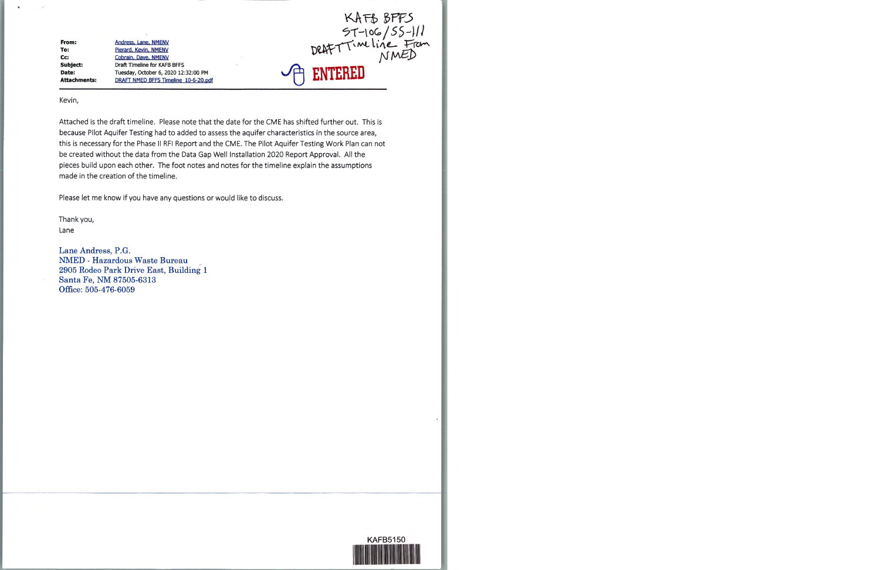KAFB BFFS
ST-106/SS-111
DRAFT Timeline From
NMED

ENTERED

**From:** Andress, Lane, NMENV
**To:** Pierard, Kevin, NMENV
**Cc:** Cobrain, Dave, NMENV
**Subject:** Draft Timeline for KAFB BFFS
**Date:** Tuesday, October 6, 2020 12:32:00 PM
**Attachments:** DRAFT NMED BFFS Timeline 10-6-20.pdf

---

Kevin,

Attached is the draft timeline. Please note that the date for the CME has shifted further out. This is because Pilot Aquifer Testing had to added to assess the aquifer characteristics in the source area, this is necessary for the Phase II RFI Report and the CME. The Pilot Aquifer Testing Work Plan can not be created without the data from the Data Gap Well Installation 2020 Report Approval. All the pieces build upon each other. The foot notes and notes for the timeline explain the assumptions made in the creation of the timeline.

Please let me know if you have any questions or would like to discuss.

Thank you,
Lane

Lane Andress, P.G.
NMED - Hazardous Waste Bureau
2905 Rodeo Park Drive East, Building 1
Santa Fe, NM 87505-6313
Office: 505-476-6059

KAFB5150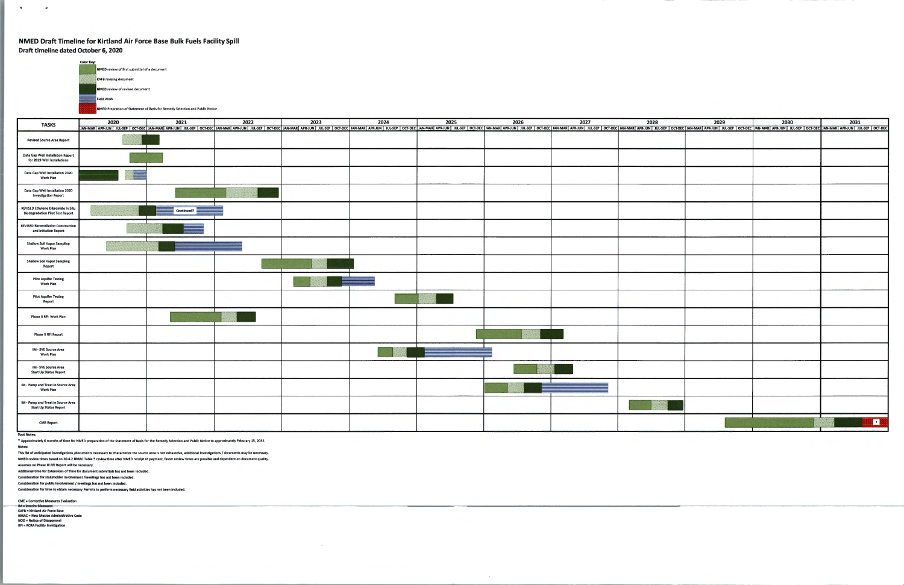# NMED Draft Timeline for Kirtland Air Force Base Bulk Fuels Facility Spill

**Draft timeline dated October 6, 2020**

**Color Key:**

- NMED review of first submittal of a document
- KAFB revising document
- NMED review of revised document
- Field Work
- NMED Prepration of Statement of Basis for Remedy Selection and Public Notice

TASKS

2020 2021 2022 2023 2024 2025 2026 2027 2028 2029 2030 2031

JAN-MAR APR-JUN JUL-SEP OCT-DEC

Revised Source Area Report

Data Gap Well Installation Report for 2019 Well Installations

Data Gap Well Installation 2020 Work Plan

Data Gap Well Installation 2020 Investigation Report

REVISED Ethylene Dibromide in Situ Biodegradation Pilot Test Report

Continued?

REVISED Bioventilation Construction and Initiation Report

Shallow Soil Vapor Sampling Work Plan

Shallow Soil Vapor Sampling Report

Pilot Aquifer Testing Work Plan

Pilot Aquifer Testing Report

Phase II RFI Work Plan

Phase II RFI Report

IM - SVE Source Area Work Plan

IM - SVE Source Area Start Up Status Report

IM - Pump and Treat in Source Area Work Plan

IM - Pump and Treat in Source Area Start Up Status Report

CME Report

*

**Foot Notes:**

\* Approximately 6 months of time for NMED preparation of the Statement of Basis for the Remedy Selection and Public Notice to approximately Feburary 15, 2032.

**Notes:**

This list of anticipated investigations /documents necessary to characterize the source area is not exhaustive, additional investigations / documents may be necessary.

NMED review times based on 20.4.2 NMAC Table 5 review time after NMED receipt of payment, faster review times are possible and dependent on document quality.

Assumes no Phase III RFI Report will be necessary.

Additional time for Extensions of Time for document submittals has not been included.

Consideration for stakeholder involvement /meetings has not been included.

Consideration for public involvement / meetings has not been included.

Consideration for time to obtain necessary Permits to perform necessary field activities has not been included.

CME = Corrective Measures Evaluation

~~IM = Interim Measures~~

KAFB = Kirtland Air Force Base

NMAC = New Mexico Administrative Code

NOD = Notice of Disapproval

RFI = RCRA Facility Investigation